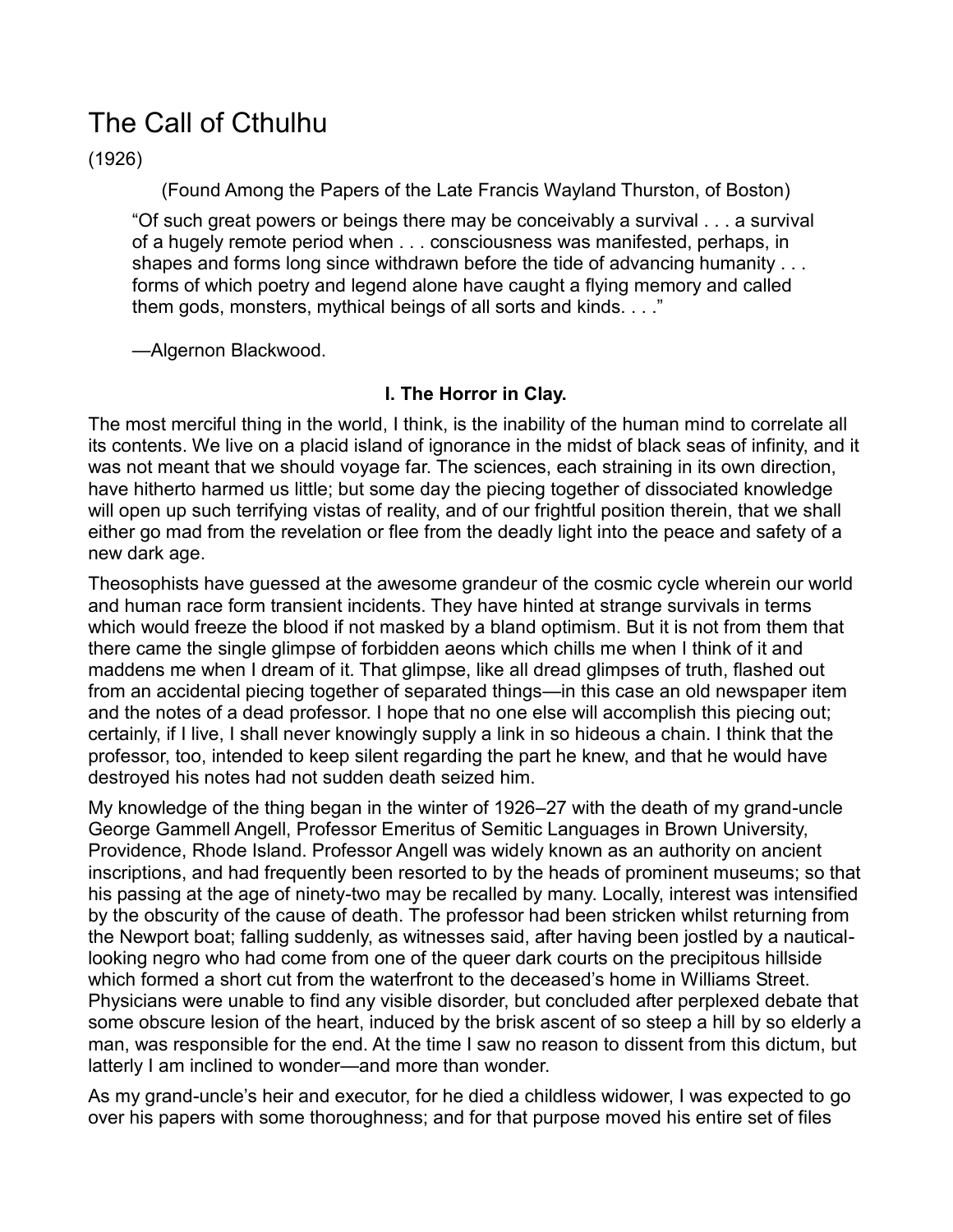# The Call of Cthulhu

(1926)

(Found Among the Papers of the Late Francis Wayland Thurston, of Boston)

> "Of such great powers or beings there may be conceivably a survival . . . a survival of a hugely remote period when . . . consciousness was manifested, perhaps, in shapes and forms long since withdrawn before the tide of advancing humanity . . . forms of which poetry and legend alone have caught a flying memory and called them gods, monsters, mythical beings of all sorts and kinds. . . ."
>
> —Algernon Blackwood.

### I. The Horror in Clay.

The most merciful thing in the world, I think, is the inability of the human mind to correlate all its contents. We live on a placid island of ignorance in the midst of black seas of infinity, and it was not meant that we should voyage far. The sciences, each straining in its own direction, have hitherto harmed us little; but some day the piecing together of dissociated knowledge will open up such terrifying vistas of reality, and of our frightful position therein, that we shall either go mad from the revelation or flee from the deadly light into the peace and safety of a new dark age.

Theosophists have guessed at the awesome grandeur of the cosmic cycle wherein our world and human race form transient incidents. They have hinted at strange survivals in terms which would freeze the blood if not masked by a bland optimism. But it is not from them that there came the single glimpse of forbidden aeons which chills me when I think of it and maddens me when I dream of it. That glimpse, like all dread glimpses of truth, flashed out from an accidental piecing together of separated things—in this case an old newspaper item and the notes of a dead professor. I hope that no one else will accomplish this piecing out; certainly, if I live, I shall never knowingly supply a link in so hideous a chain. I think that the professor, too, intended to keep silent regarding the part he knew, and that he would have destroyed his notes had not sudden death seized him.

My knowledge of the thing began in the winter of 1926–27 with the death of my grand-uncle George Gammell Angell, Professor Emeritus of Semitic Languages in Brown University, Providence, Rhode Island. Professor Angell was widely known as an authority on ancient inscriptions, and had frequently been resorted to by the heads of prominent museums; so that his passing at the age of ninety-two may be recalled by many. Locally, interest was intensified by the obscurity of the cause of death. The professor had been stricken whilst returning from the Newport boat; falling suddenly, as witnesses said, after having been jostled by a nautical-looking negro who had come from one of the queer dark courts on the precipitous hillside which formed a short cut from the waterfront to the deceased's home in Williams Street. Physicians were unable to find any visible disorder, but concluded after perplexed debate that some obscure lesion of the heart, induced by the brisk ascent of so steep a hill by so elderly a man, was responsible for the end. At the time I saw no reason to dissent from this dictum, but latterly I am inclined to wonder—and more than wonder.

As my grand-uncle's heir and executor, for he died a childless widower, I was expected to go over his papers with some thoroughness; and for that purpose moved his entire set of files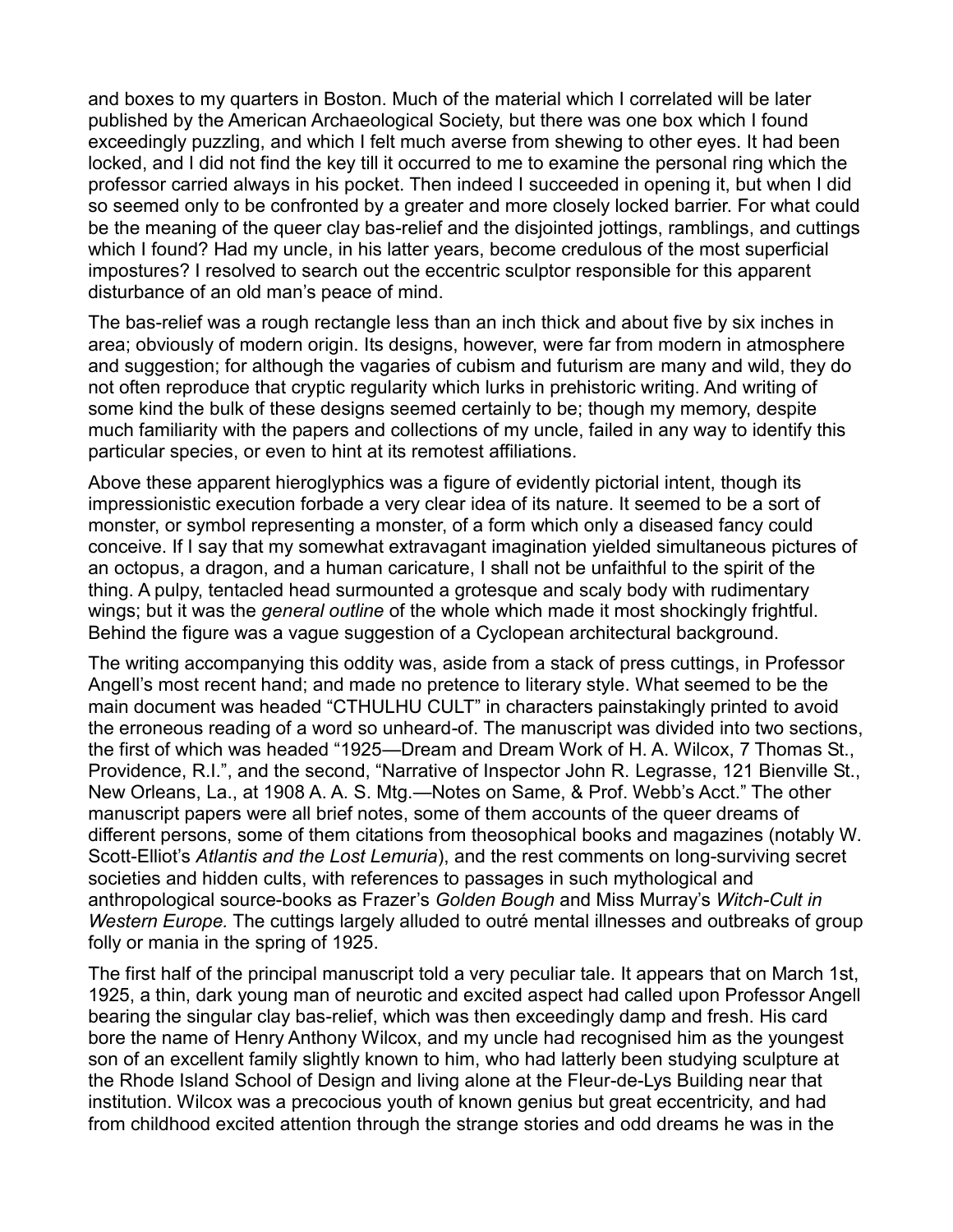and boxes to my quarters in Boston. Much of the material which I correlated will be later published by the American Archaeological Society, but there was one box which I found exceedingly puzzling, and which I felt much averse from shewing to other eyes. It had been locked, and I did not find the key till it occurred to me to examine the personal ring which the professor carried always in his pocket. Then indeed I succeeded in opening it, but when I did so seemed only to be confronted by a greater and more closely locked barrier. For what could be the meaning of the queer clay bas-relief and the disjointed jottings, ramblings, and cuttings which I found? Had my uncle, in his latter years, become credulous of the most superficial impostures? I resolved to search out the eccentric sculptor responsible for this apparent disturbance of an old man's peace of mind.

The bas-relief was a rough rectangle less than an inch thick and about five by six inches in area; obviously of modern origin. Its designs, however, were far from modern in atmosphere and suggestion; for although the vagaries of cubism and futurism are many and wild, they do not often reproduce that cryptic regularity which lurks in prehistoric writing. And writing of some kind the bulk of these designs seemed certainly to be; though my memory, despite much familiarity with the papers and collections of my uncle, failed in any way to identify this particular species, or even to hint at its remotest affiliations.

Above these apparent hieroglyphics was a figure of evidently pictorial intent, though its impressionistic execution forbade a very clear idea of its nature. It seemed to be a sort of monster, or symbol representing a monster, of a form which only a diseased fancy could conceive. If I say that my somewhat extravagant imagination yielded simultaneous pictures of an octopus, a dragon, and a human caricature, I shall not be unfaithful to the spirit of the thing. A pulpy, tentacled head surmounted a grotesque and scaly body with rudimentary wings; but it was the *general outline* of the whole which made it most shockingly frightful. Behind the figure was a vague suggestion of a Cyclopean architectural background.

The writing accompanying this oddity was, aside from a stack of press cuttings, in Professor Angell's most recent hand; and made no pretence to literary style. What seemed to be the main document was headed "CTHULHU CULT" in characters painstakingly printed to avoid the erroneous reading of a word so unheard-of. The manuscript was divided into two sections, the first of which was headed "1925—Dream and Dream Work of H. A. Wilcox, 7 Thomas St., Providence, R.I.", and the second, "Narrative of Inspector John R. Legrasse, 121 Bienville St., New Orleans, La., at 1908 A. A. S. Mtg.—Notes on Same, & Prof. Webb's Acct." The other manuscript papers were all brief notes, some of them accounts of the queer dreams of different persons, some of them citations from theosophical books and magazines (notably W. Scott-Elliot's *Atlantis and the Lost Lemuria*), and the rest comments on long-surviving secret societies and hidden cults, with references to passages in such mythological and anthropological source-books as Frazer's *Golden Bough* and Miss Murray's *Witch-Cult in Western Europe.* The cuttings largely alluded to outré mental illnesses and outbreaks of group folly or mania in the spring of 1925.

The first half of the principal manuscript told a very peculiar tale. It appears that on March 1st, 1925, a thin, dark young man of neurotic and excited aspect had called upon Professor Angell bearing the singular clay bas-relief, which was then exceedingly damp and fresh. His card bore the name of Henry Anthony Wilcox, and my uncle had recognised him as the youngest son of an excellent family slightly known to him, who had latterly been studying sculpture at the Rhode Island School of Design and living alone at the Fleur-de-Lys Building near that institution. Wilcox was a precocious youth of known genius but great eccentricity, and had from childhood excited attention through the strange stories and odd dreams he was in the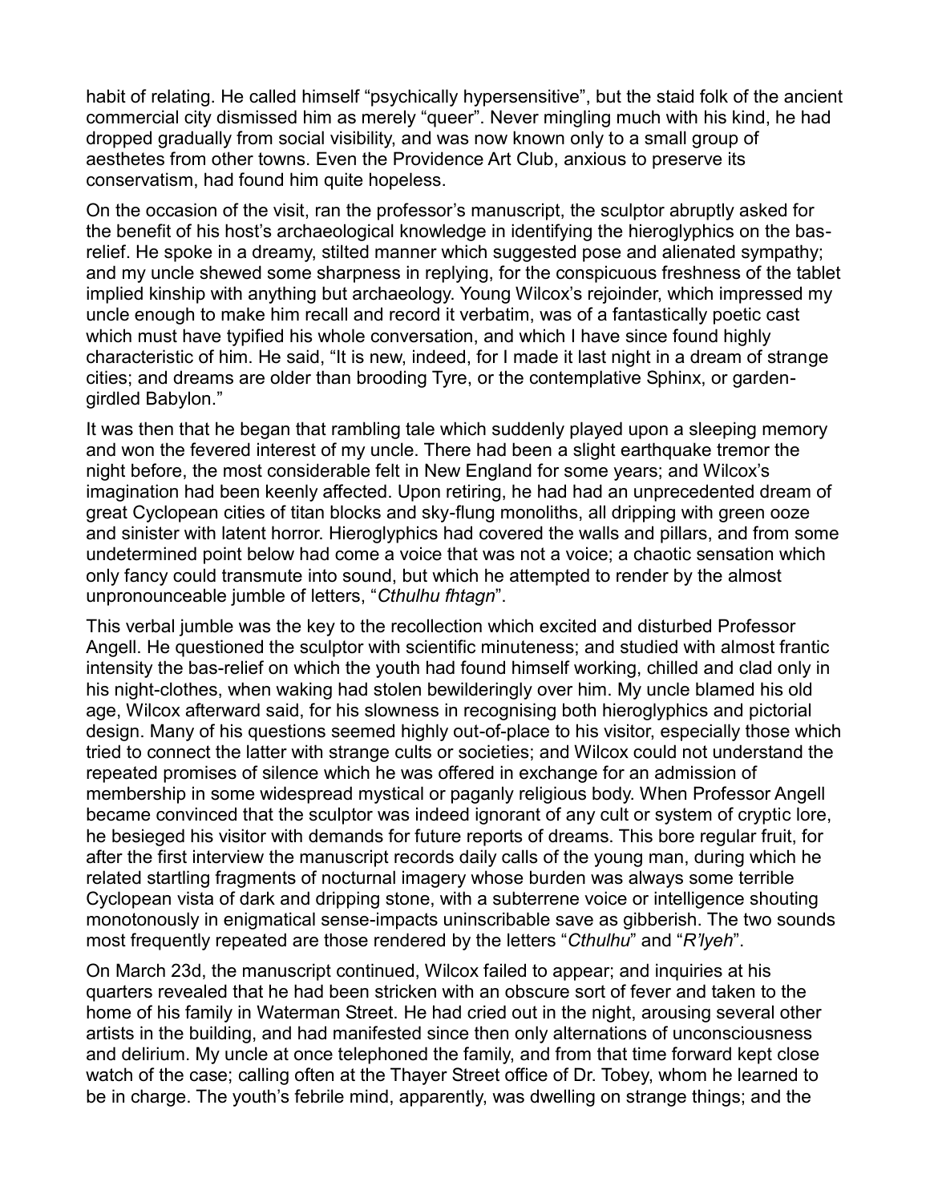habit of relating. He called himself “psychically hypersensitive”, but the staid folk of the ancient commercial city dismissed him as merely “queer”. Never mingling much with his kind, he had dropped gradually from social visibility, and was now known only to a small group of aesthetes from other towns. Even the Providence Art Club, anxious to preserve its conservatism, had found him quite hopeless.

On the occasion of the visit, ran the professor’s manuscript, the sculptor abruptly asked for the benefit of his host’s archaeological knowledge in identifying the hieroglyphics on the bas-relief. He spoke in a dreamy, stilted manner which suggested pose and alienated sympathy; and my uncle shewed some sharpness in replying, for the conspicuous freshness of the tablet implied kinship with anything but archaeology. Young Wilcox’s rejoinder, which impressed my uncle enough to make him recall and record it verbatim, was of a fantastically poetic cast which must have typified his whole conversation, and which I have since found highly characteristic of him. He said, “It is new, indeed, for I made it last night in a dream of strange cities; and dreams are older than brooding Tyre, or the contemplative Sphinx, or garden-girdled Babylon.”

It was then that he began that rambling tale which suddenly played upon a sleeping memory and won the fevered interest of my uncle. There had been a slight earthquake tremor the night before, the most considerable felt in New England for some years; and Wilcox’s imagination had been keenly affected. Upon retiring, he had had an unprecedented dream of great Cyclopean cities of titan blocks and sky-flung monoliths, all dripping with green ooze and sinister with latent horror. Hieroglyphics had covered the walls and pillars, and from some undetermined point below had come a voice that was not a voice; a chaotic sensation which only fancy could transmute into sound, but which he attempted to render by the almost unpronounceable jumble of letters, “*Cthulhu fhtagn*”.

This verbal jumble was the key to the recollection which excited and disturbed Professor Angell. He questioned the sculptor with scientific minuteness; and studied with almost frantic intensity the bas-relief on which the youth had found himself working, chilled and clad only in his night-clothes, when waking had stolen bewilderingly over him. My uncle blamed his old age, Wilcox afterward said, for his slowness in recognising both hieroglyphics and pictorial design. Many of his questions seemed highly out-of-place to his visitor, especially those which tried to connect the latter with strange cults or societies; and Wilcox could not understand the repeated promises of silence which he was offered in exchange for an admission of membership in some widespread mystical or paganly religious body. When Professor Angell became convinced that the sculptor was indeed ignorant of any cult or system of cryptic lore, he besieged his visitor with demands for future reports of dreams. This bore regular fruit, for after the first interview the manuscript records daily calls of the young man, during which he related startling fragments of nocturnal imagery whose burden was always some terrible Cyclopean vista of dark and dripping stone, with a subterrene voice or intelligence shouting monotonously in enigmatical sense-impacts uninscribable save as gibberish. The two sounds most frequently repeated are those rendered by the letters “*Cthulhu*” and “*R’lyeh*”.

On March 23d, the manuscript continued, Wilcox failed to appear; and inquiries at his quarters revealed that he had been stricken with an obscure sort of fever and taken to the home of his family in Waterman Street. He had cried out in the night, arousing several other artists in the building, and had manifested since then only alternations of unconsciousness and delirium. My uncle at once telephoned the family, and from that time forward kept close watch of the case; calling often at the Thayer Street office of Dr. Tobey, whom he learned to be in charge. The youth’s febrile mind, apparently, was dwelling on strange things; and the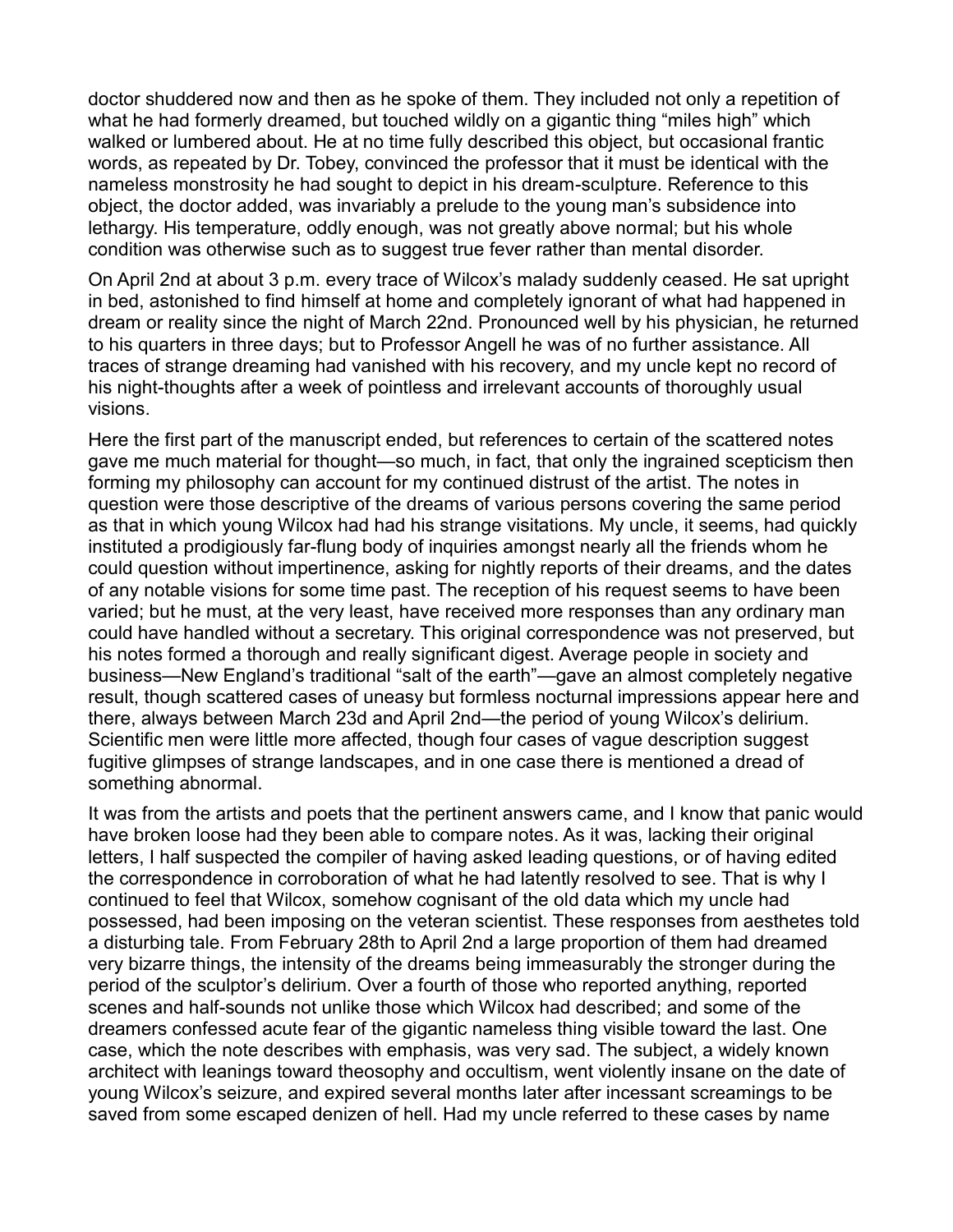doctor shuddered now and then as he spoke of them. They included not only a repetition of what he had formerly dreamed, but touched wildly on a gigantic thing "miles high" which walked or lumbered about. He at no time fully described this object, but occasional frantic words, as repeated by Dr. Tobey, convinced the professor that it must be identical with the nameless monstrosity he had sought to depict in his dream-sculpture. Reference to this object, the doctor added, was invariably a prelude to the young man's subsidence into lethargy. His temperature, oddly enough, was not greatly above normal; but his whole condition was otherwise such as to suggest true fever rather than mental disorder.

On April 2nd at about 3 p.m. every trace of Wilcox's malady suddenly ceased. He sat upright in bed, astonished to find himself at home and completely ignorant of what had happened in dream or reality since the night of March 22nd. Pronounced well by his physician, he returned to his quarters in three days; but to Professor Angell he was of no further assistance. All traces of strange dreaming had vanished with his recovery, and my uncle kept no record of his night-thoughts after a week of pointless and irrelevant accounts of thoroughly usual visions.

Here the first part of the manuscript ended, but references to certain of the scattered notes gave me much material for thought—so much, in fact, that only the ingrained scepticism then forming my philosophy can account for my continued distrust of the artist. The notes in question were those descriptive of the dreams of various persons covering the same period as that in which young Wilcox had had his strange visitations. My uncle, it seems, had quickly instituted a prodigiously far-flung body of inquiries amongst nearly all the friends whom he could question without impertinence, asking for nightly reports of their dreams, and the dates of any notable visions for some time past. The reception of his request seems to have been varied; but he must, at the very least, have received more responses than any ordinary man could have handled without a secretary. This original correspondence was not preserved, but his notes formed a thorough and really significant digest. Average people in society and business—New England's traditional "salt of the earth"—gave an almost completely negative result, though scattered cases of uneasy but formless nocturnal impressions appear here and there, always between March 23d and April 2nd—the period of young Wilcox's delirium. Scientific men were little more affected, though four cases of vague description suggest fugitive glimpses of strange landscapes, and in one case there is mentioned a dread of something abnormal.

It was from the artists and poets that the pertinent answers came, and I know that panic would have broken loose had they been able to compare notes. As it was, lacking their original letters, I half suspected the compiler of having asked leading questions, or of having edited the correspondence in corroboration of what he had latently resolved to see. That is why I continued to feel that Wilcox, somehow cognisant of the old data which my uncle had possessed, had been imposing on the veteran scientist. These responses from aesthetes told a disturbing tale. From February 28th to April 2nd a large proportion of them had dreamed very bizarre things, the intensity of the dreams being immeasurably the stronger during the period of the sculptor's delirium. Over a fourth of those who reported anything, reported scenes and half-sounds not unlike those which Wilcox had described; and some of the dreamers confessed acute fear of the gigantic nameless thing visible toward the last. One case, which the note describes with emphasis, was very sad. The subject, a widely known architect with leanings toward theosophy and occultism, went violently insane on the date of young Wilcox's seizure, and expired several months later after incessant screamings to be saved from some escaped denizen of hell. Had my uncle referred to these cases by name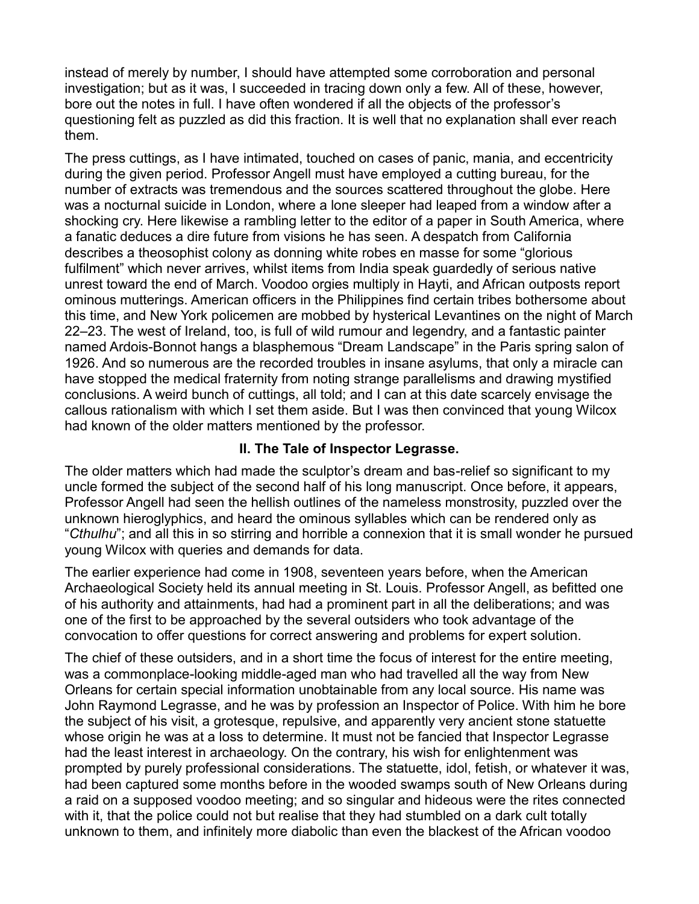instead of merely by number, I should have attempted some corroboration and personal investigation; but as it was, I succeeded in tracing down only a few. All of these, however, bore out the notes in full. I have often wondered if all the objects of the professor's questioning felt as puzzled as did this fraction. It is well that no explanation shall ever reach them.

The press cuttings, as I have intimated, touched on cases of panic, mania, and eccentricity during the given period. Professor Angell must have employed a cutting bureau, for the number of extracts was tremendous and the sources scattered throughout the globe. Here was a nocturnal suicide in London, where a lone sleeper had leaped from a window after a shocking cry. Here likewise a rambling letter to the editor of a paper in South America, where a fanatic deduces a dire future from visions he has seen. A despatch from California describes a theosophist colony as donning white robes en masse for some "glorious fulfilment" which never arrives, whilst items from India speak guardedly of serious native unrest toward the end of March. Voodoo orgies multiply in Hayti, and African outposts report ominous mutterings. American officers in the Philippines find certain tribes bothersome about this time, and New York policemen are mobbed by hysterical Levantines on the night of March 22–23. The west of Ireland, too, is full of wild rumour and legendry, and a fantastic painter named Ardois-Bonnot hangs a blasphemous "Dream Landscape" in the Paris spring salon of 1926. And so numerous are the recorded troubles in insane asylums, that only a miracle can have stopped the medical fraternity from noting strange parallelisms and drawing mystified conclusions. A weird bunch of cuttings, all told; and I can at this date scarcely envisage the callous rationalism with which I set them aside. But I was then convinced that young Wilcox had known of the older matters mentioned by the professor.

### II. The Tale of Inspector Legrasse.

The older matters which had made the sculptor's dream and bas-relief so significant to my uncle formed the subject of the second half of his long manuscript. Once before, it appears, Professor Angell had seen the hellish outlines of the nameless monstrosity, puzzled over the unknown hieroglyphics, and heard the ominous syllables which can be rendered only as "*Cthulhu*"; and all this in so stirring and horrible a connexion that it is small wonder he pursued young Wilcox with queries and demands for data.

The earlier experience had come in 1908, seventeen years before, when the American Archaeological Society held its annual meeting in St. Louis. Professor Angell, as befitted one of his authority and attainments, had had a prominent part in all the deliberations; and was one of the first to be approached by the several outsiders who took advantage of the convocation to offer questions for correct answering and problems for expert solution.

The chief of these outsiders, and in a short time the focus of interest for the entire meeting, was a commonplace-looking middle-aged man who had travelled all the way from New Orleans for certain special information unobtainable from any local source. His name was John Raymond Legrasse, and he was by profession an Inspector of Police. With him he bore the subject of his visit, a grotesque, repulsive, and apparently very ancient stone statuette whose origin he was at a loss to determine. It must not be fancied that Inspector Legrasse had the least interest in archaeology. On the contrary, his wish for enlightenment was prompted by purely professional considerations. The statuette, idol, fetish, or whatever it was, had been captured some months before in the wooded swamps south of New Orleans during a raid on a supposed voodoo meeting; and so singular and hideous were the rites connected with it, that the police could not but realise that they had stumbled on a dark cult totally unknown to them, and infinitely more diabolic than even the blackest of the African voodoo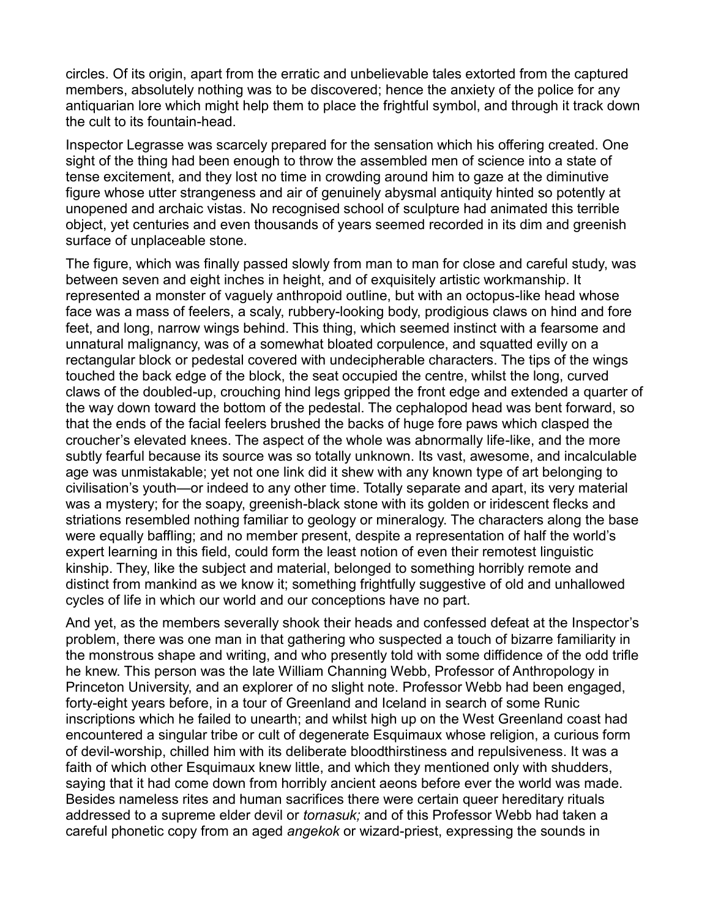circles. Of its origin, apart from the erratic and unbelievable tales extorted from the captured members, absolutely nothing was to be discovered; hence the anxiety of the police for any antiquarian lore which might help them to place the frightful symbol, and through it track down the cult to its fountain-head.

Inspector Legrasse was scarcely prepared for the sensation which his offering created. One sight of the thing had been enough to throw the assembled men of science into a state of tense excitement, and they lost no time in crowding around him to gaze at the diminutive figure whose utter strangeness and air of genuinely abysmal antiquity hinted so potently at unopened and archaic vistas. No recognised school of sculpture had animated this terrible object, yet centuries and even thousands of years seemed recorded in its dim and greenish surface of unplaceable stone.

The figure, which was finally passed slowly from man to man for close and careful study, was between seven and eight inches in height, and of exquisitely artistic workmanship. It represented a monster of vaguely anthropoid outline, but with an octopus-like head whose face was a mass of feelers, a scaly, rubbery-looking body, prodigious claws on hind and fore feet, and long, narrow wings behind. This thing, which seemed instinct with a fearsome and unnatural malignancy, was of a somewhat bloated corpulence, and squatted evilly on a rectangular block or pedestal covered with undecipherable characters. The tips of the wings touched the back edge of the block, the seat occupied the centre, whilst the long, curved claws of the doubled-up, crouching hind legs gripped the front edge and extended a quarter of the way down toward the bottom of the pedestal. The cephalopod head was bent forward, so that the ends of the facial feelers brushed the backs of huge fore paws which clasped the croucher's elevated knees. The aspect of the whole was abnormally life-like, and the more subtly fearful because its source was so totally unknown. Its vast, awesome, and incalculable age was unmistakable; yet not one link did it shew with any known type of art belonging to civilisation's youth—or indeed to any other time. Totally separate and apart, its very material was a mystery; for the soapy, greenish-black stone with its golden or iridescent flecks and striations resembled nothing familiar to geology or mineralogy. The characters along the base were equally baffling; and no member present, despite a representation of half the world's expert learning in this field, could form the least notion of even their remotest linguistic kinship. They, like the subject and material, belonged to something horribly remote and distinct from mankind as we know it; something frightfully suggestive of old and unhallowed cycles of life in which our world and our conceptions have no part.

And yet, as the members severally shook their heads and confessed defeat at the Inspector's problem, there was one man in that gathering who suspected a touch of bizarre familiarity in the monstrous shape and writing, and who presently told with some diffidence of the odd trifle he knew. This person was the late William Channing Webb, Professor of Anthropology in Princeton University, and an explorer of no slight note. Professor Webb had been engaged, forty-eight years before, in a tour of Greenland and Iceland in search of some Runic inscriptions which he failed to unearth; and whilst high up on the West Greenland coast had encountered a singular tribe or cult of degenerate Esquimaux whose religion, a curious form of devil-worship, chilled him with its deliberate bloodthirstiness and repulsiveness. It was a faith of which other Esquimaux knew little, and which they mentioned only with shudders, saying that it had come down from horribly ancient aeons before ever the world was made. Besides nameless rites and human sacrifices there were certain queer hereditary rituals addressed to a supreme elder devil or *tornasuk;* and of this Professor Webb had taken a careful phonetic copy from an aged *angekok* or wizard-priest, expressing the sounds in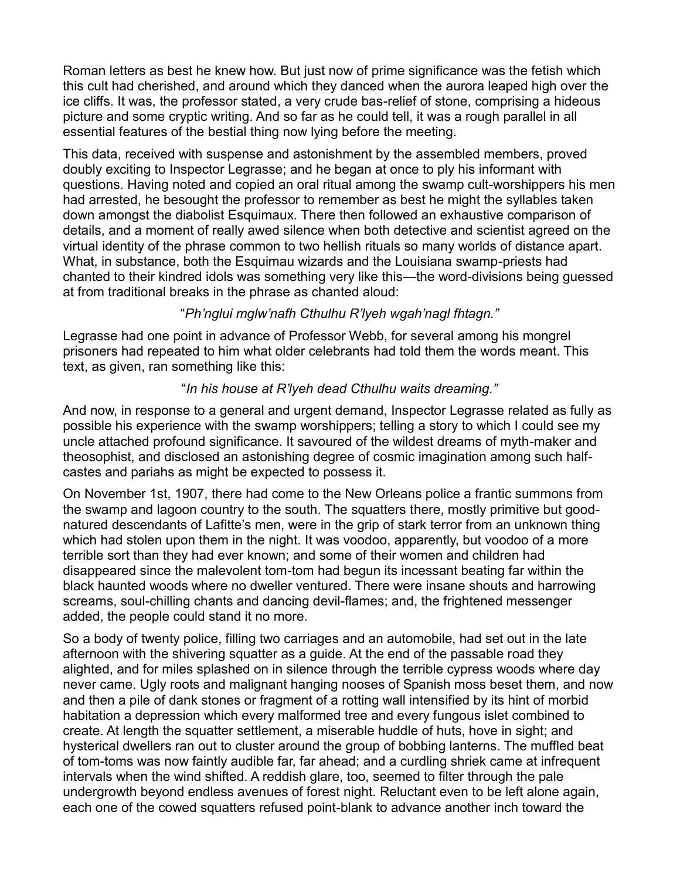Roman letters as best he knew how. But just now of prime significance was the fetish which this cult had cherished, and around which they danced when the aurora leaped high over the ice cliffs. It was, the professor stated, a very crude bas-relief of stone, comprising a hideous picture and some cryptic writing. And so far as he could tell, it was a rough parallel in all essential features of the bestial thing now lying before the meeting.

This data, received with suspense and astonishment by the assembled members, proved doubly exciting to Inspector Legrasse; and he began at once to ply his informant with questions. Having noted and copied an oral ritual among the swamp cult-worshippers his men had arrested, he besought the professor to remember as best he might the syllables taken down amongst the diabolist Esquimaux. There then followed an exhaustive comparison of details, and a moment of really awed silence when both detective and scientist agreed on the virtual identity of the phrase common to two hellish rituals so many worlds of distance apart. What, in substance, both the Esquimau wizards and the Louisiana swamp-priests had chanted to their kindred idols was something very like this—the word-divisions being guessed at from traditional breaks in the phrase as chanted aloud:

"*Ph'nglui mglw'nafh Cthulhu R'lyeh wgah'nagl fhtagn.*"

Legrasse had one point in advance of Professor Webb, for several among his mongrel prisoners had repeated to him what older celebrants had told them the words meant. This text, as given, ran something like this:

"*In his house at R'lyeh dead Cthulhu waits dreaming.*"

And now, in response to a general and urgent demand, Inspector Legrasse related as fully as possible his experience with the swamp worshippers; telling a story to which I could see my uncle attached profound significance. It savoured of the wildest dreams of myth-maker and theosophist, and disclosed an astonishing degree of cosmic imagination among such half-castes and pariahs as might be expected to possess it.

On November 1st, 1907, there had come to the New Orleans police a frantic summons from the swamp and lagoon country to the south. The squatters there, mostly primitive but good-natured descendants of Lafitte's men, were in the grip of stark terror from an unknown thing which had stolen upon them in the night. It was voodoo, apparently, but voodoo of a more terrible sort than they had ever known; and some of their women and children had disappeared since the malevolent tom-tom had begun its incessant beating far within the black haunted woods where no dweller ventured. There were insane shouts and harrowing screams, soul-chilling chants and dancing devil-flames; and, the frightened messenger added, the people could stand it no more.

So a body of twenty police, filling two carriages and an automobile, had set out in the late afternoon with the shivering squatter as a guide. At the end of the passable road they alighted, and for miles splashed on in silence through the terrible cypress woods where day never came. Ugly roots and malignant hanging nooses of Spanish moss beset them, and now and then a pile of dank stones or fragment of a rotting wall intensified by its hint of morbid habitation a depression which every malformed tree and every fungous islet combined to create. At length the squatter settlement, a miserable huddle of huts, hove in sight; and hysterical dwellers ran out to cluster around the group of bobbing lanterns. The muffled beat of tom-toms was now faintly audible far, far ahead; and a curdling shriek came at infrequent intervals when the wind shifted. A reddish glare, too, seemed to filter through the pale undergrowth beyond endless avenues of forest night. Reluctant even to be left alone again, each one of the cowed squatters refused point-blank to advance another inch toward the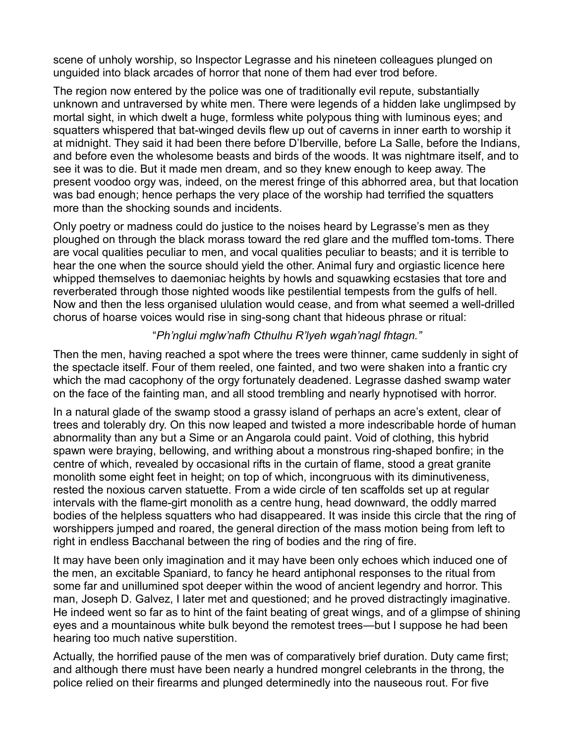scene of unholy worship, so Inspector Legrasse and his nineteen colleagues plunged on unguided into black arcades of horror that none of them had ever trod before.

The region now entered by the police was one of traditionally evil repute, substantially unknown and untraversed by white men. There were legends of a hidden lake unglimpsed by mortal sight, in which dwelt a huge, formless white polypous thing with luminous eyes; and squatters whispered that bat-winged devils flew up out of caverns in inner earth to worship it at midnight. They said it had been there before D'Iberville, before La Salle, before the Indians, and before even the wholesome beasts and birds of the woods. It was nightmare itself, and to see it was to die. But it made men dream, and so they knew enough to keep away. The present voodoo orgy was, indeed, on the merest fringe of this abhorred area, but that location was bad enough; hence perhaps the very place of the worship had terrified the squatters more than the shocking sounds and incidents.

Only poetry or madness could do justice to the noises heard by Legrasse's men as they ploughed on through the black morass toward the red glare and the muffled tom-toms. There are vocal qualities peculiar to men, and vocal qualities peculiar to beasts; and it is terrible to hear the one when the source should yield the other. Animal fury and orgiastic licence here whipped themselves to daemoniac heights by howls and squawking ecstasies that tore and reverberated through those nighted woods like pestilential tempests from the gulfs of hell. Now and then the less organised ululation would cease, and from what seemed a well-drilled chorus of hoarse voices would rise in sing-song chant that hideous phrase or ritual:

*"Ph'nglui mglw'nafh Cthulhu R'lyeh wgah'nagl fhtagn."*

Then the men, having reached a spot where the trees were thinner, came suddenly in sight of the spectacle itself. Four of them reeled, one fainted, and two were shaken into a frantic cry which the mad cacophony of the orgy fortunately deadened. Legrasse dashed swamp water on the face of the fainting man, and all stood trembling and nearly hypnotised with horror.

In a natural glade of the swamp stood a grassy island of perhaps an acre's extent, clear of trees and tolerably dry. On this now leaped and twisted a more indescribable horde of human abnormality than any but a Sime or an Angarola could paint. Void of clothing, this hybrid spawn were braying, bellowing, and writhing about a monstrous ring-shaped bonfire; in the centre of which, revealed by occasional rifts in the curtain of flame, stood a great granite monolith some eight feet in height; on top of which, incongruous with its diminutiveness, rested the noxious carven statuette. From a wide circle of ten scaffolds set up at regular intervals with the flame-girt monolith as a centre hung, head downward, the oddly marred bodies of the helpless squatters who had disappeared. It was inside this circle that the ring of worshippers jumped and roared, the general direction of the mass motion being from left to right in endless Bacchanal between the ring of bodies and the ring of fire.

It may have been only imagination and it may have been only echoes which induced one of the men, an excitable Spaniard, to fancy he heard antiphonal responses to the ritual from some far and unillumined spot deeper within the wood of ancient legendry and horror. This man, Joseph D. Galvez, I later met and questioned; and he proved distractingly imaginative. He indeed went so far as to hint of the faint beating of great wings, and of a glimpse of shining eyes and a mountainous white bulk beyond the remotest trees—but I suppose he had been hearing too much native superstition.

Actually, the horrified pause of the men was of comparatively brief duration. Duty came first; and although there must have been nearly a hundred mongrel celebrants in the throng, the police relied on their firearms and plunged determinedly into the nauseous rout. For five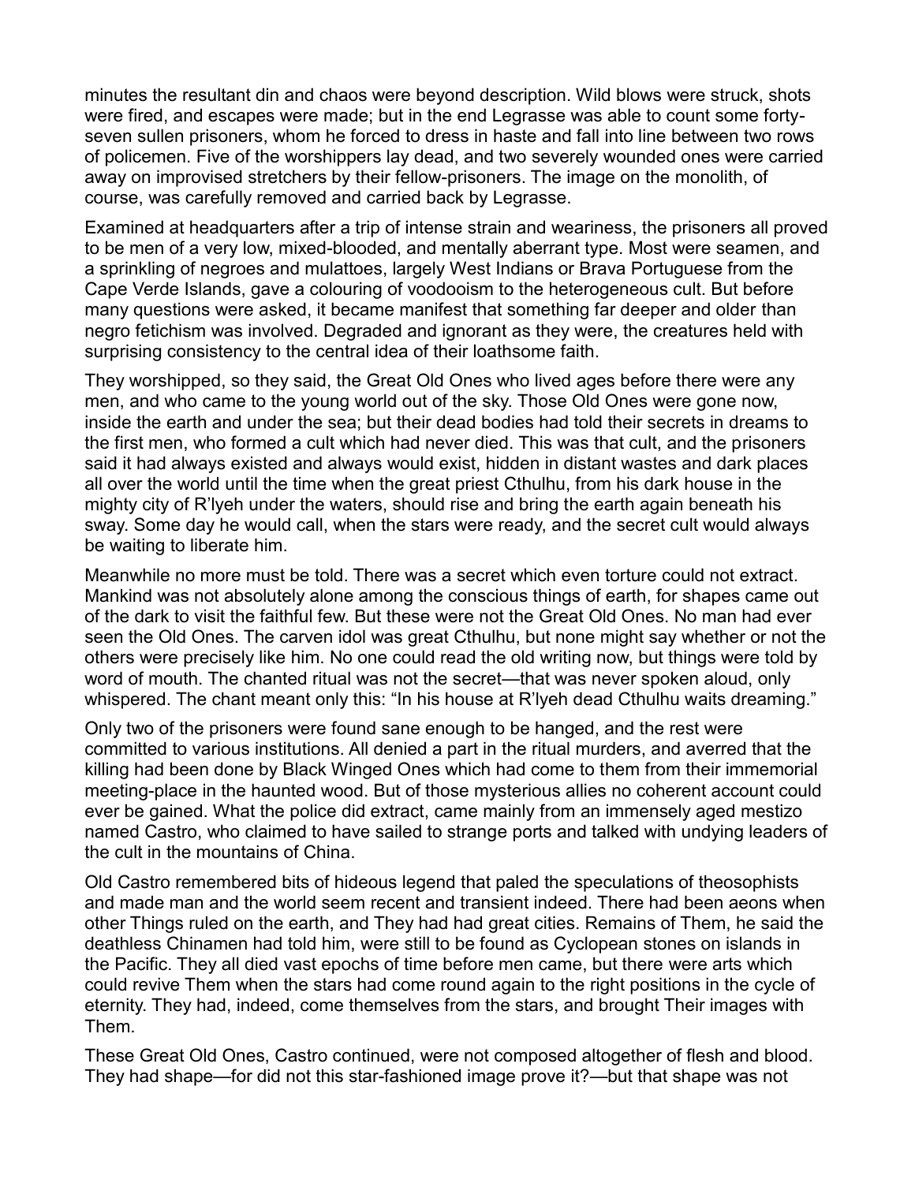minutes the resultant din and chaos were beyond description. Wild blows were struck, shots were fired, and escapes were made; but in the end Legrasse was able to count some forty-seven sullen prisoners, whom he forced to dress in haste and fall into line between two rows of policemen. Five of the worshippers lay dead, and two severely wounded ones were carried away on improvised stretchers by their fellow-prisoners. The image on the monolith, of course, was carefully removed and carried back by Legrasse.

Examined at headquarters after a trip of intense strain and weariness, the prisoners all proved to be men of a very low, mixed-blooded, and mentally aberrant type. Most were seamen, and a sprinkling of negroes and mulattoes, largely West Indians or Brava Portuguese from the Cape Verde Islands, gave a colouring of voodooism to the heterogeneous cult. But before many questions were asked, it became manifest that something far deeper and older than negro fetichism was involved. Degraded and ignorant as they were, the creatures held with surprising consistency to the central idea of their loathsome faith.

They worshipped, so they said, the Great Old Ones who lived ages before there were any men, and who came to the young world out of the sky. Those Old Ones were gone now, inside the earth and under the sea; but their dead bodies had told their secrets in dreams to the first men, who formed a cult which had never died. This was that cult, and the prisoners said it had always existed and always would exist, hidden in distant wastes and dark places all over the world until the time when the great priest Cthulhu, from his dark house in the mighty city of R'lyeh under the waters, should rise and bring the earth again beneath his sway. Some day he would call, when the stars were ready, and the secret cult would always be waiting to liberate him.

Meanwhile no more must be told. There was a secret which even torture could not extract. Mankind was not absolutely alone among the conscious things of earth, for shapes came out of the dark to visit the faithful few. But these were not the Great Old Ones. No man had ever seen the Old Ones. The carven idol was great Cthulhu, but none might say whether or not the others were precisely like him. No one could read the old writing now, but things were told by word of mouth. The chanted ritual was not the secret—that was never spoken aloud, only whispered. The chant meant only this: "In his house at R'lyeh dead Cthulhu waits dreaming."

Only two of the prisoners were found sane enough to be hanged, and the rest were committed to various institutions. All denied a part in the ritual murders, and averred that the killing had been done by Black Winged Ones which had come to them from their immemorial meeting-place in the haunted wood. But of those mysterious allies no coherent account could ever be gained. What the police did extract, came mainly from an immensely aged mestizo named Castro, who claimed to have sailed to strange ports and talked with undying leaders of the cult in the mountains of China.

Old Castro remembered bits of hideous legend that paled the speculations of theosophists and made man and the world seem recent and transient indeed. There had been aeons when other Things ruled on the earth, and They had had great cities. Remains of Them, he said the deathless Chinamen had told him, were still to be found as Cyclopean stones on islands in the Pacific. They all died vast epochs of time before men came, but there were arts which could revive Them when the stars had come round again to the right positions in the cycle of eternity. They had, indeed, come themselves from the stars, and brought Their images with Them.

These Great Old Ones, Castro continued, were not composed altogether of flesh and blood. They had shape—for did not this star-fashioned image prove it?—but that shape was not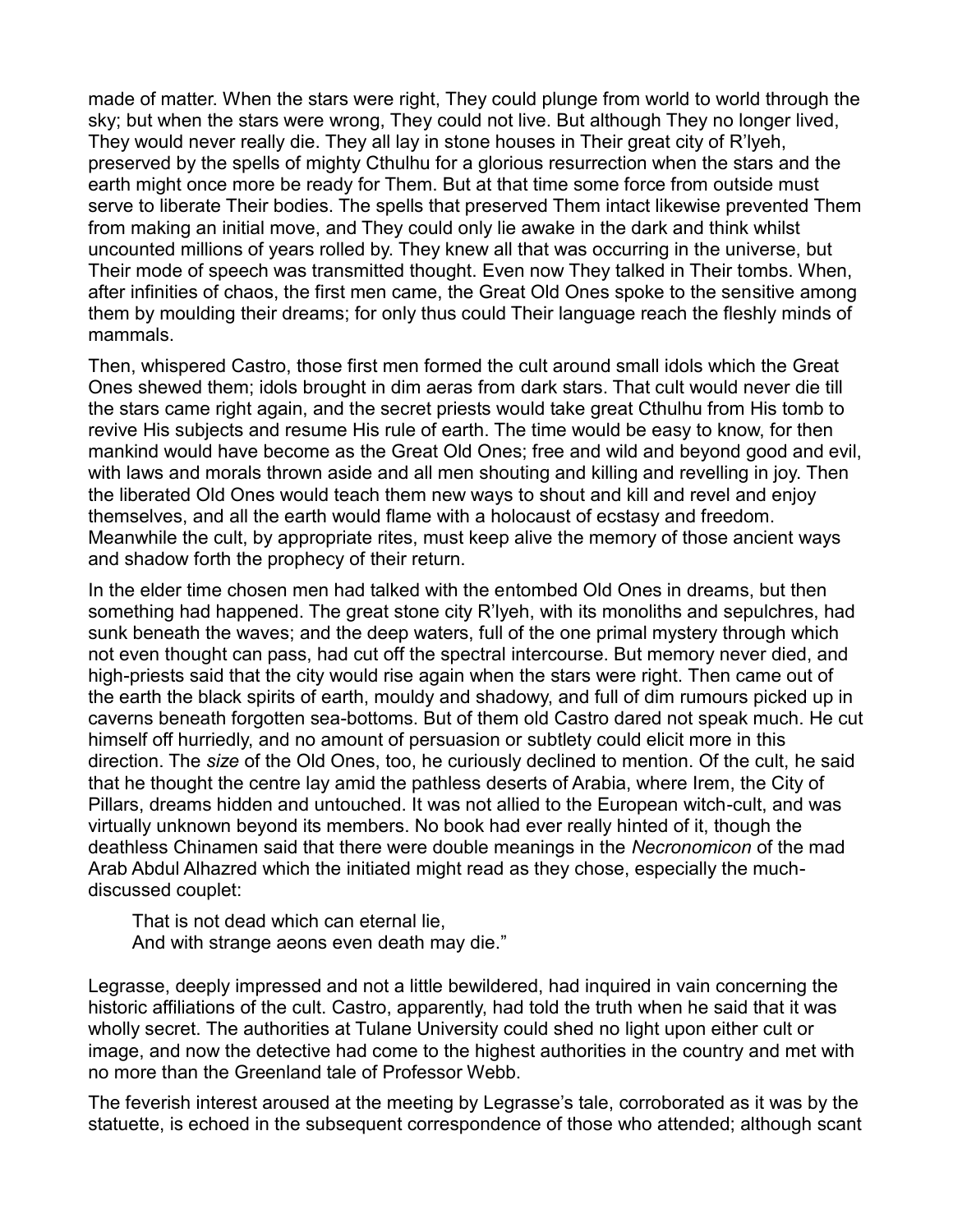made of matter. When the stars were right, They could plunge from world to world through the sky; but when the stars were wrong, They could not live. But although They no longer lived, They would never really die. They all lay in stone houses in Their great city of R'lyeh, preserved by the spells of mighty Cthulhu for a glorious resurrection when the stars and the earth might once more be ready for Them. But at that time some force from outside must serve to liberate Their bodies. The spells that preserved Them intact likewise prevented Them from making an initial move, and They could only lie awake in the dark and think whilst uncounted millions of years rolled by. They knew all that was occurring in the universe, but Their mode of speech was transmitted thought. Even now They talked in Their tombs. When, after infinities of chaos, the first men came, the Great Old Ones spoke to the sensitive among them by moulding their dreams; for only thus could Their language reach the fleshly minds of mammals.

Then, whispered Castro, those first men formed the cult around small idols which the Great Ones shewed them; idols brought in dim aeras from dark stars. That cult would never die till the stars came right again, and the secret priests would take great Cthulhu from His tomb to revive His subjects and resume His rule of earth. The time would be easy to know, for then mankind would have become as the Great Old Ones; free and wild and beyond good and evil, with laws and morals thrown aside and all men shouting and killing and revelling in joy. Then the liberated Old Ones would teach them new ways to shout and kill and revel and enjoy themselves, and all the earth would flame with a holocaust of ecstasy and freedom. Meanwhile the cult, by appropriate rites, must keep alive the memory of those ancient ways and shadow forth the prophecy of their return.

In the elder time chosen men had talked with the entombed Old Ones in dreams, but then something had happened. The great stone city R'lyeh, with its monoliths and sepulchres, had sunk beneath the waves; and the deep waters, full of the one primal mystery through which not even thought can pass, had cut off the spectral intercourse. But memory never died, and high-priests said that the city would rise again when the stars were right. Then came out of the earth the black spirits of earth, mouldy and shadowy, and full of dim rumours picked up in caverns beneath forgotten sea-bottoms. But of them old Castro dared not speak much. He cut himself off hurriedly, and no amount of persuasion or subtlety could elicit more in this direction. The *size* of the Old Ones, too, he curiously declined to mention. Of the cult, he said that he thought the centre lay amid the pathless deserts of Arabia, where Irem, the City of Pillars, dreams hidden and untouched. It was not allied to the European witch-cult, and was virtually unknown beyond its members. No book had ever really hinted of it, though the deathless Chinamen said that there were double meanings in the *Necronomicon* of the mad Arab Abdul Alhazred which the initiated might read as they chose, especially the much-discussed couplet:

> That is not dead which can eternal lie,
> And with strange aeons even death may die."

Legrasse, deeply impressed and not a little bewildered, had inquired in vain concerning the historic affiliations of the cult. Castro, apparently, had told the truth when he said that it was wholly secret. The authorities at Tulane University could shed no light upon either cult or image, and now the detective had come to the highest authorities in the country and met with no more than the Greenland tale of Professor Webb.

The feverish interest aroused at the meeting by Legrasse's tale, corroborated as it was by the statuette, is echoed in the subsequent correspondence of those who attended; although scant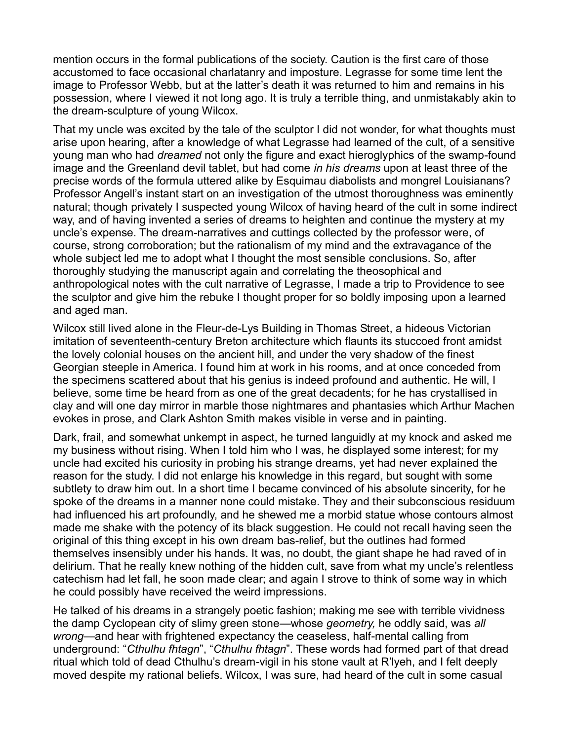mention occurs in the formal publications of the society. Caution is the first care of those accustomed to face occasional charlatanry and imposture. Legrasse for some time lent the image to Professor Webb, but at the latter's death it was returned to him and remains in his possession, where I viewed it not long ago. It is truly a terrible thing, and unmistakably akin to the dream-sculpture of young Wilcox.

That my uncle was excited by the tale of the sculptor I did not wonder, for what thoughts must arise upon hearing, after a knowledge of what Legrasse had learned of the cult, of a sensitive young man who had *dreamed* not only the figure and exact hieroglyphics of the swamp-found image and the Greenland devil tablet, but had come *in his dreams* upon at least three of the precise words of the formula uttered alike by Esquimau diabolists and mongrel Louisianans? Professor Angell's instant start on an investigation of the utmost thoroughness was eminently natural; though privately I suspected young Wilcox of having heard of the cult in some indirect way, and of having invented a series of dreams to heighten and continue the mystery at my uncle's expense. The dream-narratives and cuttings collected by the professor were, of course, strong corroboration; but the rationalism of my mind and the extravagance of the whole subject led me to adopt what I thought the most sensible conclusions. So, after thoroughly studying the manuscript again and correlating the theosophical and anthropological notes with the cult narrative of Legrasse, I made a trip to Providence to see the sculptor and give him the rebuke I thought proper for so boldly imposing upon a learned and aged man.

Wilcox still lived alone in the Fleur-de-Lys Building in Thomas Street, a hideous Victorian imitation of seventeenth-century Breton architecture which flaunts its stuccoed front amidst the lovely colonial houses on the ancient hill, and under the very shadow of the finest Georgian steeple in America. I found him at work in his rooms, and at once conceded from the specimens scattered about that his genius is indeed profound and authentic. He will, I believe, some time be heard from as one of the great decadents; for he has crystallised in clay and will one day mirror in marble those nightmares and phantasies which Arthur Machen evokes in prose, and Clark Ashton Smith makes visible in verse and in painting.

Dark, frail, and somewhat unkempt in aspect, he turned languidly at my knock and asked me my business without rising. When I told him who I was, he displayed some interest; for my uncle had excited his curiosity in probing his strange dreams, yet had never explained the reason for the study. I did not enlarge his knowledge in this regard, but sought with some subtlety to draw him out. In a short time I became convinced of his absolute sincerity, for he spoke of the dreams in a manner none could mistake. They and their subconscious residuum had influenced his art profoundly, and he shewed me a morbid statue whose contours almost made me shake with the potency of its black suggestion. He could not recall having seen the original of this thing except in his own dream bas-relief, but the outlines had formed themselves insensibly under his hands. It was, no doubt, the giant shape he had raved of in delirium. That he really knew nothing of the hidden cult, save from what my uncle's relentless catechism had let fall, he soon made clear; and again I strove to think of some way in which he could possibly have received the weird impressions.

He talked of his dreams in a strangely poetic fashion; making me see with terrible vividness the damp Cyclopean city of slimy green stone—whose *geometry,* he oddly said, was *all wrong*—and hear with frightened expectancy the ceaseless, half-mental calling from underground: "*Cthulhu fhtagn*", "*Cthulhu fhtagn*". These words had formed part of that dread ritual which told of dead Cthulhu's dream-vigil in his stone vault at R'lyeh, and I felt deeply moved despite my rational beliefs. Wilcox, I was sure, had heard of the cult in some casual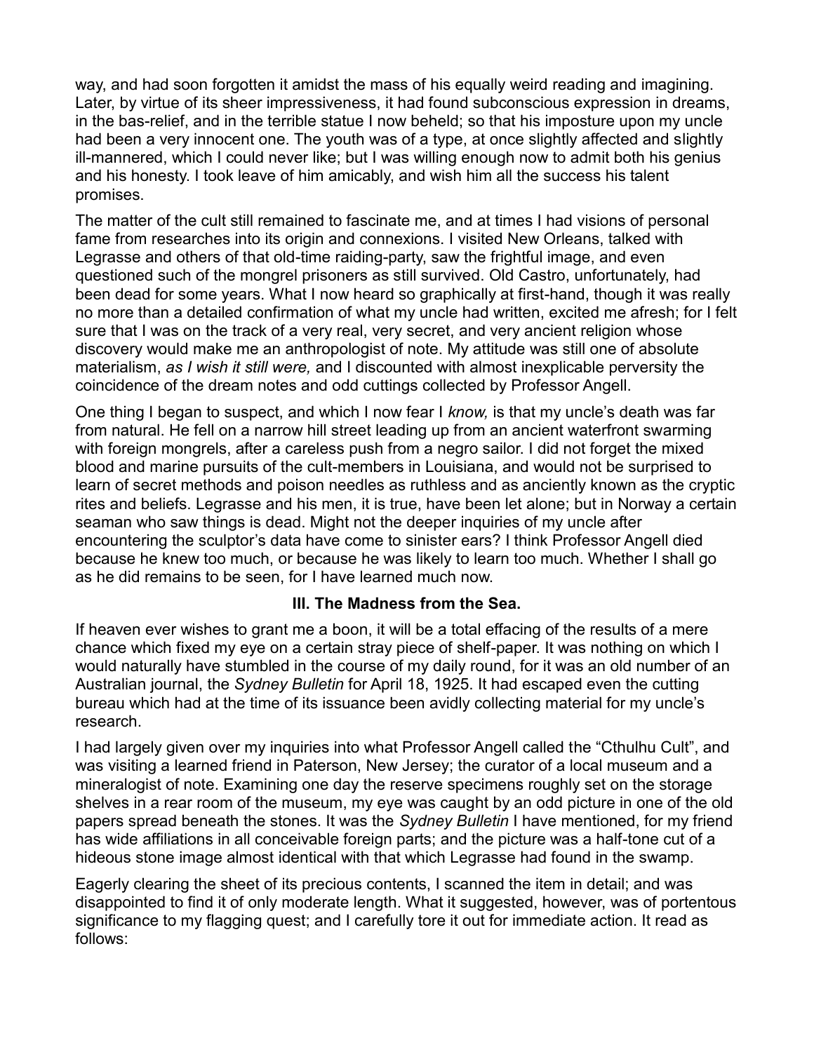way, and had soon forgotten it amidst the mass of his equally weird reading and imagining. Later, by virtue of its sheer impressiveness, it had found subconscious expression in dreams, in the bas-relief, and in the terrible statue I now beheld; so that his imposture upon my uncle had been a very innocent one. The youth was of a type, at once slightly affected and slightly ill-mannered, which I could never like; but I was willing enough now to admit both his genius and his honesty. I took leave of him amicably, and wish him all the success his talent promises.

The matter of the cult still remained to fascinate me, and at times I had visions of personal fame from researches into its origin and connexions. I visited New Orleans, talked with Legrasse and others of that old-time raiding-party, saw the frightful image, and even questioned such of the mongrel prisoners as still survived. Old Castro, unfortunately, had been dead for some years. What I now heard so graphically at first-hand, though it was really no more than a detailed confirmation of what my uncle had written, excited me afresh; for I felt sure that I was on the track of a very real, very secret, and very ancient religion whose discovery would make me an anthropologist of note. My attitude was still one of absolute materialism, *as I wish it still were,* and I discounted with almost inexplicable perversity the coincidence of the dream notes and odd cuttings collected by Professor Angell.

One thing I began to suspect, and which I now fear I *know,* is that my uncle's death was far from natural. He fell on a narrow hill street leading up from an ancient waterfront swarming with foreign mongrels, after a careless push from a negro sailor. I did not forget the mixed blood and marine pursuits of the cult-members in Louisiana, and would not be surprised to learn of secret methods and poison needles as ruthless and as anciently known as the cryptic rites and beliefs. Legrasse and his men, it is true, have been let alone; but in Norway a certain seaman who saw things is dead. Might not the deeper inquiries of my uncle after encountering the sculptor's data have come to sinister ears? I think Professor Angell died because he knew too much, or because he was likely to learn too much. Whether I shall go as he did remains to be seen, for I have learned much now.

## III. The Madness from the Sea.

If heaven ever wishes to grant me a boon, it will be a total effacing of the results of a mere chance which fixed my eye on a certain stray piece of shelf-paper. It was nothing on which I would naturally have stumbled in the course of my daily round, for it was an old number of an Australian journal, the *Sydney Bulletin* for April 18, 1925. It had escaped even the cutting bureau which had at the time of its issuance been avidly collecting material for my uncle's research.

I had largely given over my inquiries into what Professor Angell called the "Cthulhu Cult", and was visiting a learned friend in Paterson, New Jersey; the curator of a local museum and a mineralogist of note. Examining one day the reserve specimens roughly set on the storage shelves in a rear room of the museum, my eye was caught by an odd picture in one of the old papers spread beneath the stones. It was the *Sydney Bulletin* I have mentioned, for my friend has wide affiliations in all conceivable foreign parts; and the picture was a half-tone cut of a hideous stone image almost identical with that which Legrasse had found in the swamp.

Eagerly clearing the sheet of its precious contents, I scanned the item in detail; and was disappointed to find it of only moderate length. What it suggested, however, was of portentous significance to my flagging quest; and I carefully tore it out for immediate action. It read as follows: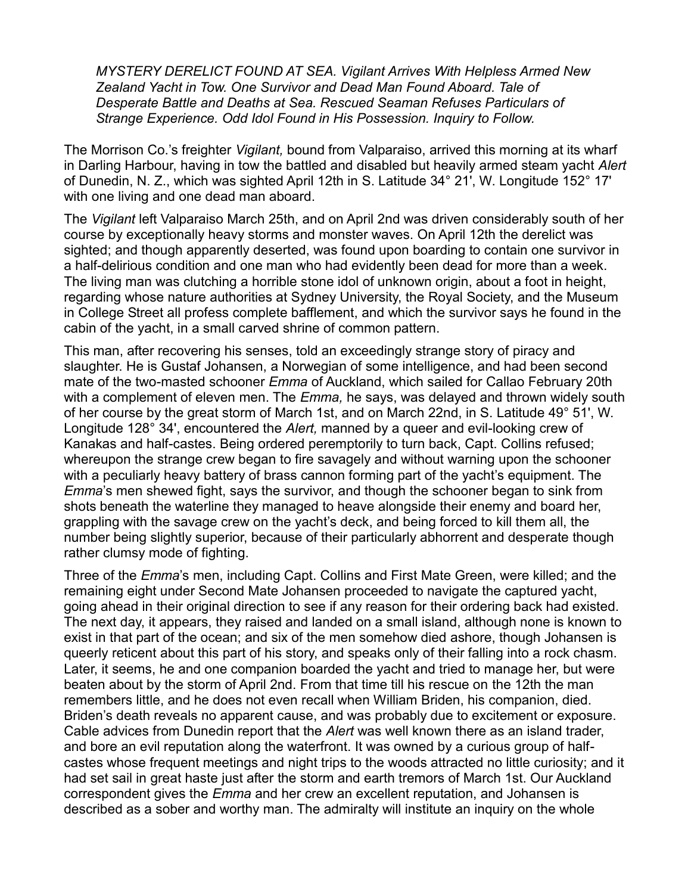*MYSTERY DERELICT FOUND AT SEA. Vigilant Arrives With Helpless Armed New Zealand Yacht in Tow. One Survivor and Dead Man Found Aboard. Tale of Desperate Battle and Deaths at Sea. Rescued Seaman Refuses Particulars of Strange Experience. Odd Idol Found in His Possession. Inquiry to Follow.*

The Morrison Co.'s freighter *Vigilant,* bound from Valparaiso, arrived this morning at its wharf in Darling Harbour, having in tow the battled and disabled but heavily armed steam yacht *Alert* of Dunedin, N. Z., which was sighted April 12th in S. Latitude 34° 21', W. Longitude 152° 17' with one living and one dead man aboard.

The *Vigilant* left Valparaiso March 25th, and on April 2nd was driven considerably south of her course by exceptionally heavy storms and monster waves. On April 12th the derelict was sighted; and though apparently deserted, was found upon boarding to contain one survivor in a half-delirious condition and one man who had evidently been dead for more than a week. The living man was clutching a horrible stone idol of unknown origin, about a foot in height, regarding whose nature authorities at Sydney University, the Royal Society, and the Museum in College Street all profess complete bafflement, and which the survivor says he found in the cabin of the yacht, in a small carved shrine of common pattern.

This man, after recovering his senses, told an exceedingly strange story of piracy and slaughter. He is Gustaf Johansen, a Norwegian of some intelligence, and had been second mate of the two-masted schooner *Emma* of Auckland, which sailed for Callao February 20th with a complement of eleven men. The *Emma,* he says, was delayed and thrown widely south of her course by the great storm of March 1st, and on March 22nd, in S. Latitude 49° 51', W. Longitude 128° 34', encountered the *Alert,* manned by a queer and evil-looking crew of Kanakas and half-castes. Being ordered peremptorily to turn back, Capt. Collins refused; whereupon the strange crew began to fire savagely and without warning upon the schooner with a peculiarly heavy battery of brass cannon forming part of the yacht's equipment. The *Emma*'s men shewed fight, says the survivor, and though the schooner began to sink from shots beneath the waterline they managed to heave alongside their enemy and board her, grappling with the savage crew on the yacht's deck, and being forced to kill them all, the number being slightly superior, because of their particularly abhorrent and desperate though rather clumsy mode of fighting.

Three of the *Emma*'s men, including Capt. Collins and First Mate Green, were killed; and the remaining eight under Second Mate Johansen proceeded to navigate the captured yacht, going ahead in their original direction to see if any reason for their ordering back had existed. The next day, it appears, they raised and landed on a small island, although none is known to exist in that part of the ocean; and six of the men somehow died ashore, though Johansen is queerly reticent about this part of his story, and speaks only of their falling into a rock chasm. Later, it seems, he and one companion boarded the yacht and tried to manage her, but were beaten about by the storm of April 2nd. From that time till his rescue on the 12th the man remembers little, and he does not even recall when William Briden, his companion, died. Briden's death reveals no apparent cause, and was probably due to excitement or exposure. Cable advices from Dunedin report that the *Alert* was well known there as an island trader, and bore an evil reputation along the waterfront. It was owned by a curious group of half-castes whose frequent meetings and night trips to the woods attracted no little curiosity; and it had set sail in great haste just after the storm and earth tremors of March 1st. Our Auckland correspondent gives the *Emma* and her crew an excellent reputation, and Johansen is described as a sober and worthy man. The admiralty will institute an inquiry on the whole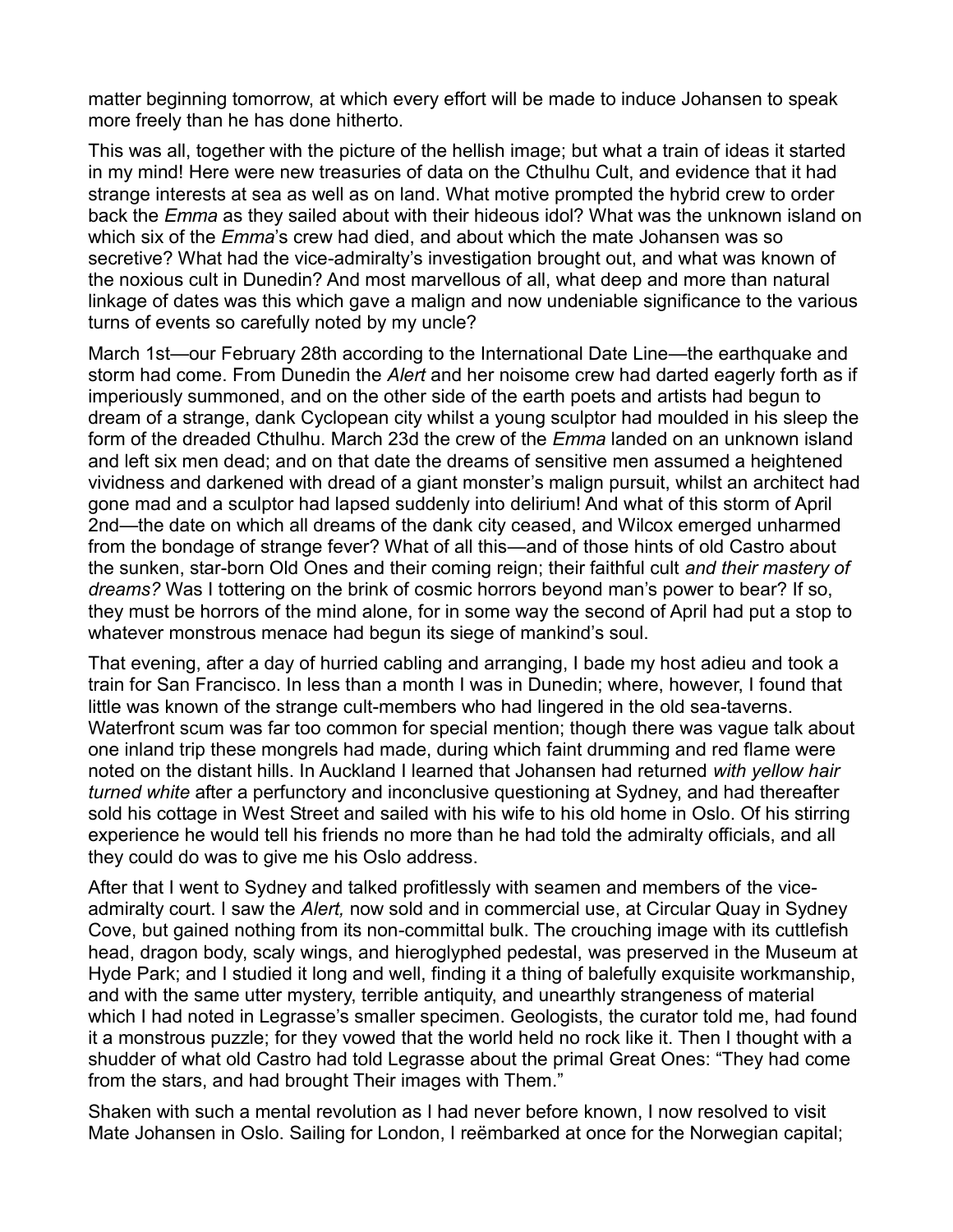matter beginning tomorrow, at which every effort will be made to induce Johansen to speak more freely than he has done hitherto.

This was all, together with the picture of the hellish image; but what a train of ideas it started in my mind! Here were new treasuries of data on the Cthulhu Cult, and evidence that it had strange interests at sea as well as on land. What motive prompted the hybrid crew to order back the *Emma* as they sailed about with their hideous idol? What was the unknown island on which six of the *Emma*'s crew had died, and about which the mate Johansen was so secretive? What had the vice-admiralty's investigation brought out, and what was known of the noxious cult in Dunedin? And most marvellous of all, what deep and more than natural linkage of dates was this which gave a malign and now undeniable significance to the various turns of events so carefully noted by my uncle?

March 1st—our February 28th according to the International Date Line—the earthquake and storm had come. From Dunedin the *Alert* and her noisome crew had darted eagerly forth as if imperiously summoned, and on the other side of the earth poets and artists had begun to dream of a strange, dank Cyclopean city whilst a young sculptor had moulded in his sleep the form of the dreaded Cthulhu. March 23d the crew of the *Emma* landed on an unknown island and left six men dead; and on that date the dreams of sensitive men assumed a heightened vividness and darkened with dread of a giant monster's malign pursuit, whilst an architect had gone mad and a sculptor had lapsed suddenly into delirium! And what of this storm of April 2nd—the date on which all dreams of the dank city ceased, and Wilcox emerged unharmed from the bondage of strange fever? What of all this—and of those hints of old Castro about the sunken, star-born Old Ones and their coming reign; their faithful cult *and their mastery of dreams?* Was I tottering on the brink of cosmic horrors beyond man's power to bear? If so, they must be horrors of the mind alone, for in some way the second of April had put a stop to whatever monstrous menace had begun its siege of mankind's soul.

That evening, after a day of hurried cabling and arranging, I bade my host adieu and took a train for San Francisco. In less than a month I was in Dunedin; where, however, I found that little was known of the strange cult-members who had lingered in the old sea-taverns. Waterfront scum was far too common for special mention; though there was vague talk about one inland trip these mongrels had made, during which faint drumming and red flame were noted on the distant hills. In Auckland I learned that Johansen had returned *with yellow hair turned white* after a perfunctory and inconclusive questioning at Sydney, and had thereafter sold his cottage in West Street and sailed with his wife to his old home in Oslo. Of his stirring experience he would tell his friends no more than he had told the admiralty officials, and all they could do was to give me his Oslo address.

After that I went to Sydney and talked profitlessly with seamen and members of the vice-admiralty court. I saw the *Alert,* now sold and in commercial use, at Circular Quay in Sydney Cove, but gained nothing from its non-committal bulk. The crouching image with its cuttlefish head, dragon body, scaly wings, and hieroglyphed pedestal, was preserved in the Museum at Hyde Park; and I studied it long and well, finding it a thing of balefully exquisite workmanship, and with the same utter mystery, terrible antiquity, and unearthly strangeness of material which I had noted in Legrasse's smaller specimen. Geologists, the curator told me, had found it a monstrous puzzle; for they vowed that the world held no rock like it. Then I thought with a shudder of what old Castro had told Legrasse about the primal Great Ones: "They had come from the stars, and had brought Their images with Them."

Shaken with such a mental revolution as I had never before known, I now resolved to visit Mate Johansen in Oslo. Sailing for London, I reëmbarked at once for the Norwegian capital;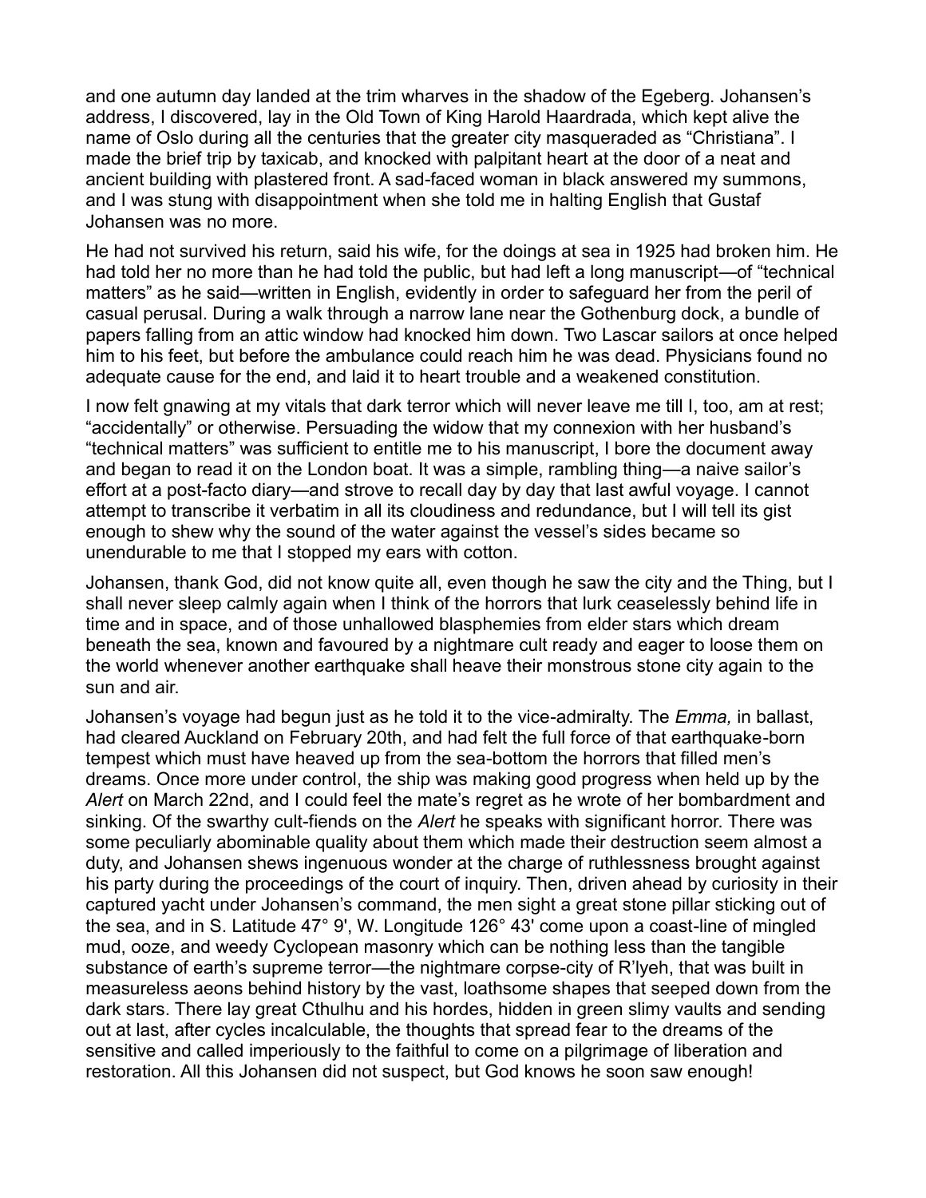and one autumn day landed at the trim wharves in the shadow of the Egeberg. Johansen's address, I discovered, lay in the Old Town of King Harold Haardrada, which kept alive the name of Oslo during all the centuries that the greater city masqueraded as "Christiana". I made the brief trip by taxicab, and knocked with palpitant heart at the door of a neat and ancient building with plastered front. A sad-faced woman in black answered my summons, and I was stung with disappointment when she told me in halting English that Gustaf Johansen was no more.

He had not survived his return, said his wife, for the doings at sea in 1925 had broken him. He had told her no more than he had told the public, but had left a long manuscript—of "technical matters" as he said—written in English, evidently in order to safeguard her from the peril of casual perusal. During a walk through a narrow lane near the Gothenburg dock, a bundle of papers falling from an attic window had knocked him down. Two Lascar sailors at once helped him to his feet, but before the ambulance could reach him he was dead. Physicians found no adequate cause for the end, and laid it to heart trouble and a weakened constitution.

I now felt gnawing at my vitals that dark terror which will never leave me till I, too, am at rest; "accidentally" or otherwise. Persuading the widow that my connexion with her husband's "technical matters" was sufficient to entitle me to his manuscript, I bore the document away and began to read it on the London boat. It was a simple, rambling thing—a naive sailor's effort at a post-facto diary—and strove to recall day by day that last awful voyage. I cannot attempt to transcribe it verbatim in all its cloudiness and redundance, but I will tell its gist enough to shew why the sound of the water against the vessel's sides became so unendurable to me that I stopped my ears with cotton.

Johansen, thank God, did not know quite all, even though he saw the city and the Thing, but I shall never sleep calmly again when I think of the horrors that lurk ceaselessly behind life in time and in space, and of those unhallowed blasphemies from elder stars which dream beneath the sea, known and favoured by a nightmare cult ready and eager to loose them on the world whenever another earthquake shall heave their monstrous stone city again to the sun and air.

Johansen's voyage had begun just as he told it to the vice-admiralty. The *Emma,* in ballast, had cleared Auckland on February 20th, and had felt the full force of that earthquake-born tempest which must have heaved up from the sea-bottom the horrors that filled men's dreams. Once more under control, the ship was making good progress when held up by the *Alert* on March 22nd, and I could feel the mate's regret as he wrote of her bombardment and sinking. Of the swarthy cult-fiends on the *Alert* he speaks with significant horror. There was some peculiarly abominable quality about them which made their destruction seem almost a duty, and Johansen shews ingenuous wonder at the charge of ruthlessness brought against his party during the proceedings of the court of inquiry. Then, driven ahead by curiosity in their captured yacht under Johansen's command, the men sight a great stone pillar sticking out of the sea, and in S. Latitude 47° 9', W. Longitude 126° 43' come upon a coast-line of mingled mud, ooze, and weedy Cyclopean masonry which can be nothing less than the tangible substance of earth's supreme terror—the nightmare corpse-city of R'lyeh, that was built in measureless aeons behind history by the vast, loathsome shapes that seeped down from the dark stars. There lay great Cthulhu and his hordes, hidden in green slimy vaults and sending out at last, after cycles incalculable, the thoughts that spread fear to the dreams of the sensitive and called imperiously to the faithful to come on a pilgrimage of liberation and restoration. All this Johansen did not suspect, but God knows he soon saw enough!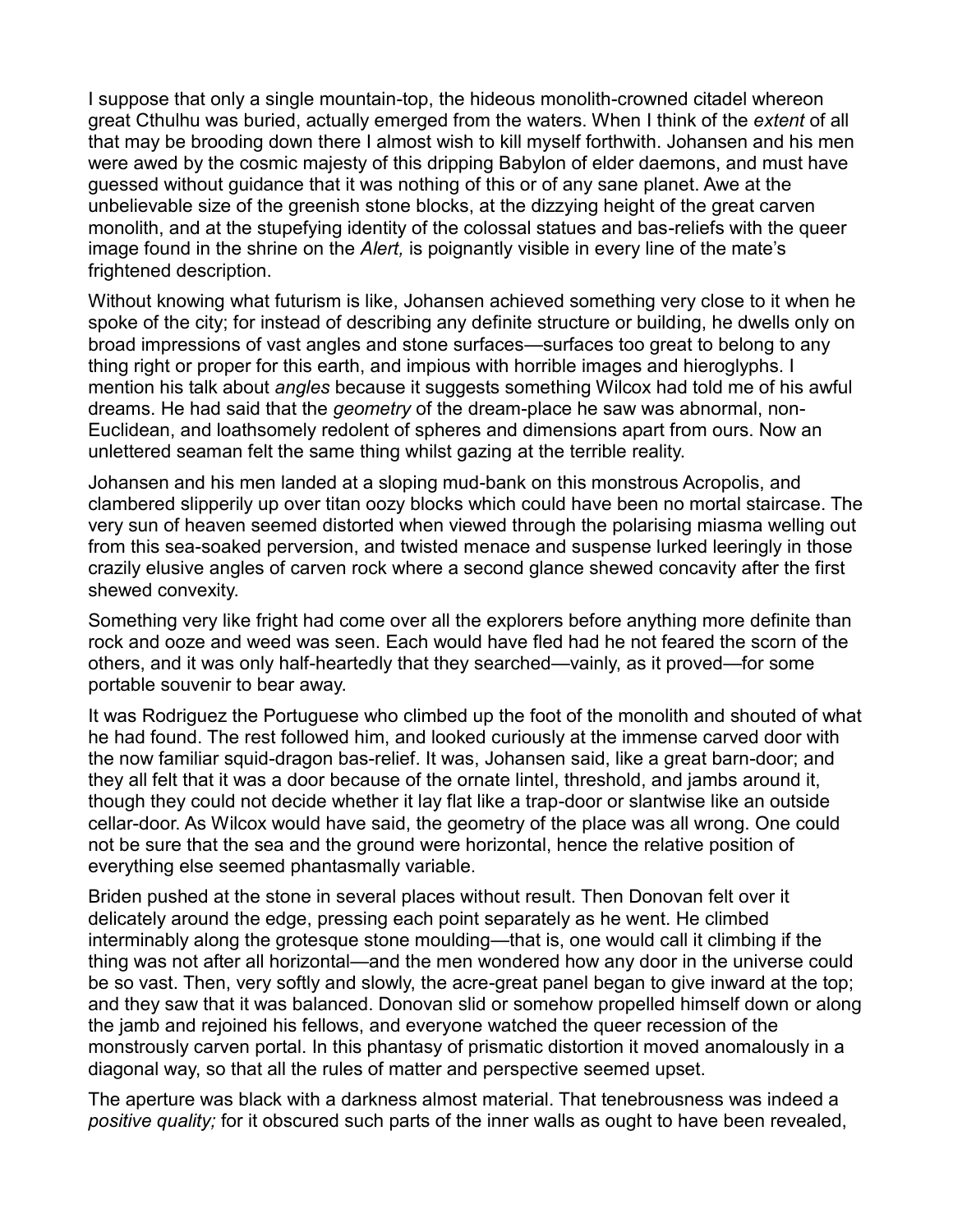I suppose that only a single mountain-top, the hideous monolith-crowned citadel whereon great Cthulhu was buried, actually emerged from the waters. When I think of the *extent* of all that may be brooding down there I almost wish to kill myself forthwith. Johansen and his men were awed by the cosmic majesty of this dripping Babylon of elder daemons, and must have guessed without guidance that it was nothing of this or of any sane planet. Awe at the unbelievable size of the greenish stone blocks, at the dizzying height of the great carven monolith, and at the stupefying identity of the colossal statues and bas-reliefs with the queer image found in the shrine on the *Alert,* is poignantly visible in every line of the mate's frightened description.

Without knowing what futurism is like, Johansen achieved something very close to it when he spoke of the city; for instead of describing any definite structure or building, he dwells only on broad impressions of vast angles and stone surfaces—surfaces too great to belong to any thing right or proper for this earth, and impious with horrible images and hieroglyphs. I mention his talk about *angles* because it suggests something Wilcox had told me of his awful dreams. He had said that the *geometry* of the dream-place he saw was abnormal, non-Euclidean, and loathsomely redolent of spheres and dimensions apart from ours. Now an unlettered seaman felt the same thing whilst gazing at the terrible reality.

Johansen and his men landed at a sloping mud-bank on this monstrous Acropolis, and clambered slipperily up over titan oozy blocks which could have been no mortal staircase. The very sun of heaven seemed distorted when viewed through the polarising miasma welling out from this sea-soaked perversion, and twisted menace and suspense lurked leeringly in those crazily elusive angles of carven rock where a second glance shewed concavity after the first shewed convexity.

Something very like fright had come over all the explorers before anything more definite than rock and ooze and weed was seen. Each would have fled had he not feared the scorn of the others, and it was only half-heartedly that they searched—vainly, as it proved—for some portable souvenir to bear away.

It was Rodriguez the Portuguese who climbed up the foot of the monolith and shouted of what he had found. The rest followed him, and looked curiously at the immense carved door with the now familiar squid-dragon bas-relief. It was, Johansen said, like a great barn-door; and they all felt that it was a door because of the ornate lintel, threshold, and jambs around it, though they could not decide whether it lay flat like a trap-door or slantwise like an outside cellar-door. As Wilcox would have said, the geometry of the place was all wrong. One could not be sure that the sea and the ground were horizontal, hence the relative position of everything else seemed phantasmally variable.

Briden pushed at the stone in several places without result. Then Donovan felt over it delicately around the edge, pressing each point separately as he went. He climbed interminably along the grotesque stone moulding—that is, one would call it climbing if the thing was not after all horizontal—and the men wondered how any door in the universe could be so vast. Then, very softly and slowly, the acre-great panel began to give inward at the top; and they saw that it was balanced. Donovan slid or somehow propelled himself down or along the jamb and rejoined his fellows, and everyone watched the queer recession of the monstrously carven portal. In this phantasy of prismatic distortion it moved anomalously in a diagonal way, so that all the rules of matter and perspective seemed upset.

The aperture was black with a darkness almost material. That tenebrousness was indeed a *positive quality;* for it obscured such parts of the inner walls as ought to have been revealed,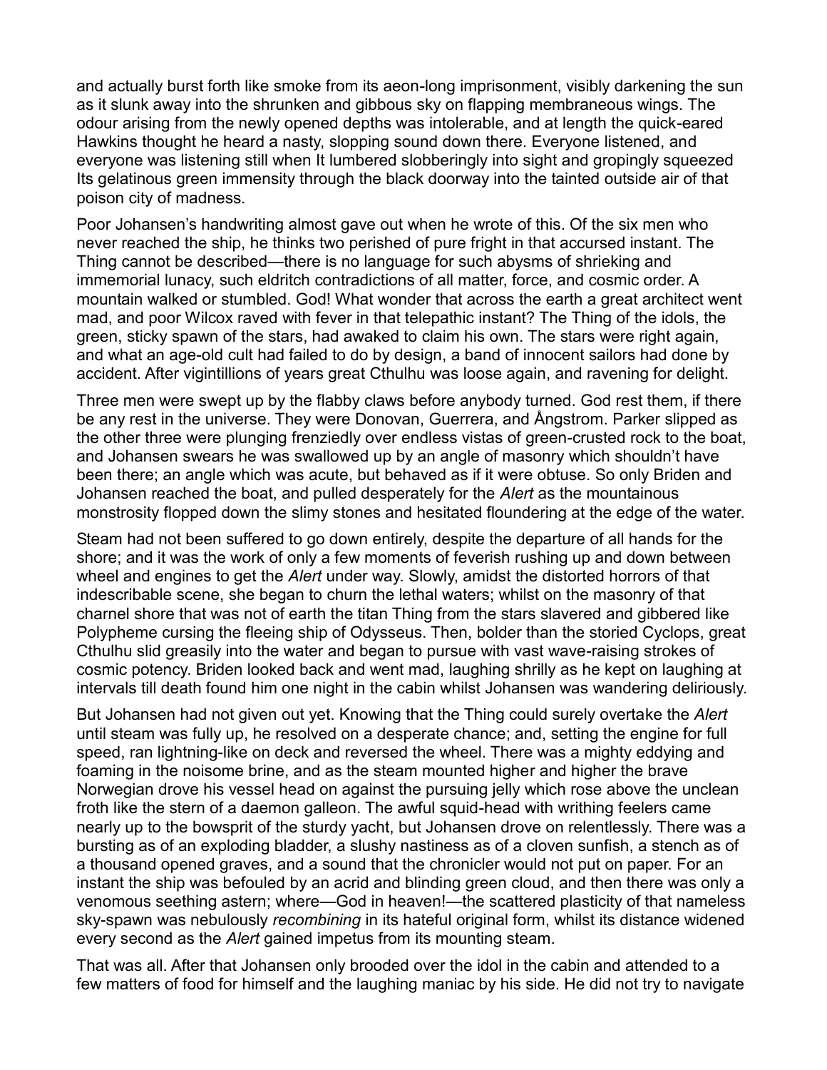and actually burst forth like smoke from its aeon-long imprisonment, visibly darkening the sun as it slunk away into the shrunken and gibbous sky on flapping membraneous wings. The odour arising from the newly opened depths was intolerable, and at length the quick-eared Hawkins thought he heard a nasty, slopping sound down there. Everyone listened, and everyone was listening still when It lumbered slobberingly into sight and gropingly squeezed Its gelatinous green immensity through the black doorway into the tainted outside air of that poison city of madness.

Poor Johansen's handwriting almost gave out when he wrote of this. Of the six men who never reached the ship, he thinks two perished of pure fright in that accursed instant. The Thing cannot be described—there is no language for such abysms of shrieking and immemorial lunacy, such eldritch contradictions of all matter, force, and cosmic order. A mountain walked or stumbled. God! What wonder that across the earth a great architect went mad, and poor Wilcox raved with fever in that telepathic instant? The Thing of the idols, the green, sticky spawn of the stars, had awaked to claim his own. The stars were right again, and what an age-old cult had failed to do by design, a band of innocent sailors had done by accident. After vigintillions of years great Cthulhu was loose again, and ravening for delight.

Three men were swept up by the flabby claws before anybody turned. God rest them, if there be any rest in the universe. They were Donovan, Guerrera, and Ångstrom. Parker slipped as the other three were plunging frenziedly over endless vistas of green-crusted rock to the boat, and Johansen swears he was swallowed up by an angle of masonry which shouldn't have been there; an angle which was acute, but behaved as if it were obtuse. So only Briden and Johansen reached the boat, and pulled desperately for the *Alert* as the mountainous monstrosity flopped down the slimy stones and hesitated floundering at the edge of the water.

Steam had not been suffered to go down entirely, despite the departure of all hands for the shore; and it was the work of only a few moments of feverish rushing up and down between wheel and engines to get the *Alert* under way. Slowly, amidst the distorted horrors of that indescribable scene, she began to churn the lethal waters; whilst on the masonry of that charnel shore that was not of earth the titan Thing from the stars slavered and gibbered like Polypheme cursing the fleeing ship of Odysseus. Then, bolder than the storied Cyclops, great Cthulhu slid greasily into the water and began to pursue with vast wave-raising strokes of cosmic potency. Briden looked back and went mad, laughing shrilly as he kept on laughing at intervals till death found him one night in the cabin whilst Johansen was wandering deliriously.

But Johansen had not given out yet. Knowing that the Thing could surely overtake the *Alert* until steam was fully up, he resolved on a desperate chance; and, setting the engine for full speed, ran lightning-like on deck and reversed the wheel. There was a mighty eddying and foaming in the noisome brine, and as the steam mounted higher and higher the brave Norwegian drove his vessel head on against the pursuing jelly which rose above the unclean froth like the stern of a daemon galleon. The awful squid-head with writhing feelers came nearly up to the bowsprit of the sturdy yacht, but Johansen drove on relentlessly. There was a bursting as of an exploding bladder, a slushy nastiness as of a cloven sunfish, a stench as of a thousand opened graves, and a sound that the chronicler would not put on paper. For an instant the ship was befouled by an acrid and blinding green cloud, and then there was only a venomous seething astern; where—God in heaven!—the scattered plasticity of that nameless sky-spawn was nebulously *recombining* in its hateful original form, whilst its distance widened every second as the *Alert* gained impetus from its mounting steam.

That was all. After that Johansen only brooded over the idol in the cabin and attended to a few matters of food for himself and the laughing maniac by his side. He did not try to navigate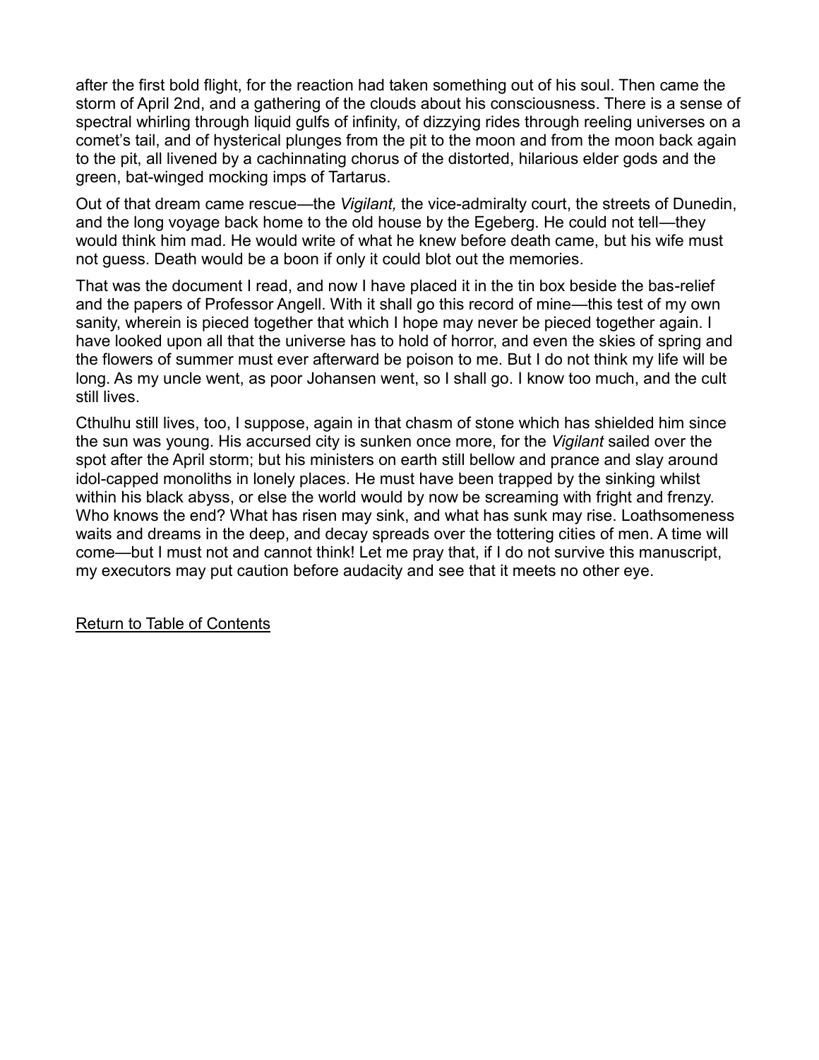after the first bold flight, for the reaction had taken something out of his soul. Then came the storm of April 2nd, and a gathering of the clouds about his consciousness. There is a sense of spectral whirling through liquid gulfs of infinity, of dizzying rides through reeling universes on a comet's tail, and of hysterical plunges from the pit to the moon and from the moon back again to the pit, all livened by a cachinnating chorus of the distorted, hilarious elder gods and the green, bat-winged mocking imps of Tartarus.

Out of that dream came rescue—the *Vigilant,* the vice-admiralty court, the streets of Dunedin, and the long voyage back home to the old house by the Egeberg. He could not tell—they would think him mad. He would write of what he knew before death came, but his wife must not guess. Death would be a boon if only it could blot out the memories.

That was the document I read, and now I have placed it in the tin box beside the bas-relief and the papers of Professor Angell. With it shall go this record of mine—this test of my own sanity, wherein is pieced together that which I hope may never be pieced together again. I have looked upon all that the universe has to hold of horror, and even the skies of spring and the flowers of summer must ever afterward be poison to me. But I do not think my life will be long. As my uncle went, as poor Johansen went, so I shall go. I know too much, and the cult still lives.

Cthulhu still lives, too, I suppose, again in that chasm of stone which has shielded him since the sun was young. His accursed city is sunken once more, for the *Vigilant* sailed over the spot after the April storm; but his ministers on earth still bellow and prance and slay around idol-capped monoliths in lonely places. He must have been trapped by the sinking whilst within his black abyss, or else the world would by now be screaming with fright and frenzy. Who knows the end? What has risen may sink, and what has sunk may rise. Loathsomeness waits and dreams in the deep, and decay spreads over the tottering cities of men. A time will come—but I must not and cannot think! Let me pray that, if I do not survive this manuscript, my executors may put caution before audacity and see that it meets no other eye.

Return to Table of Contents